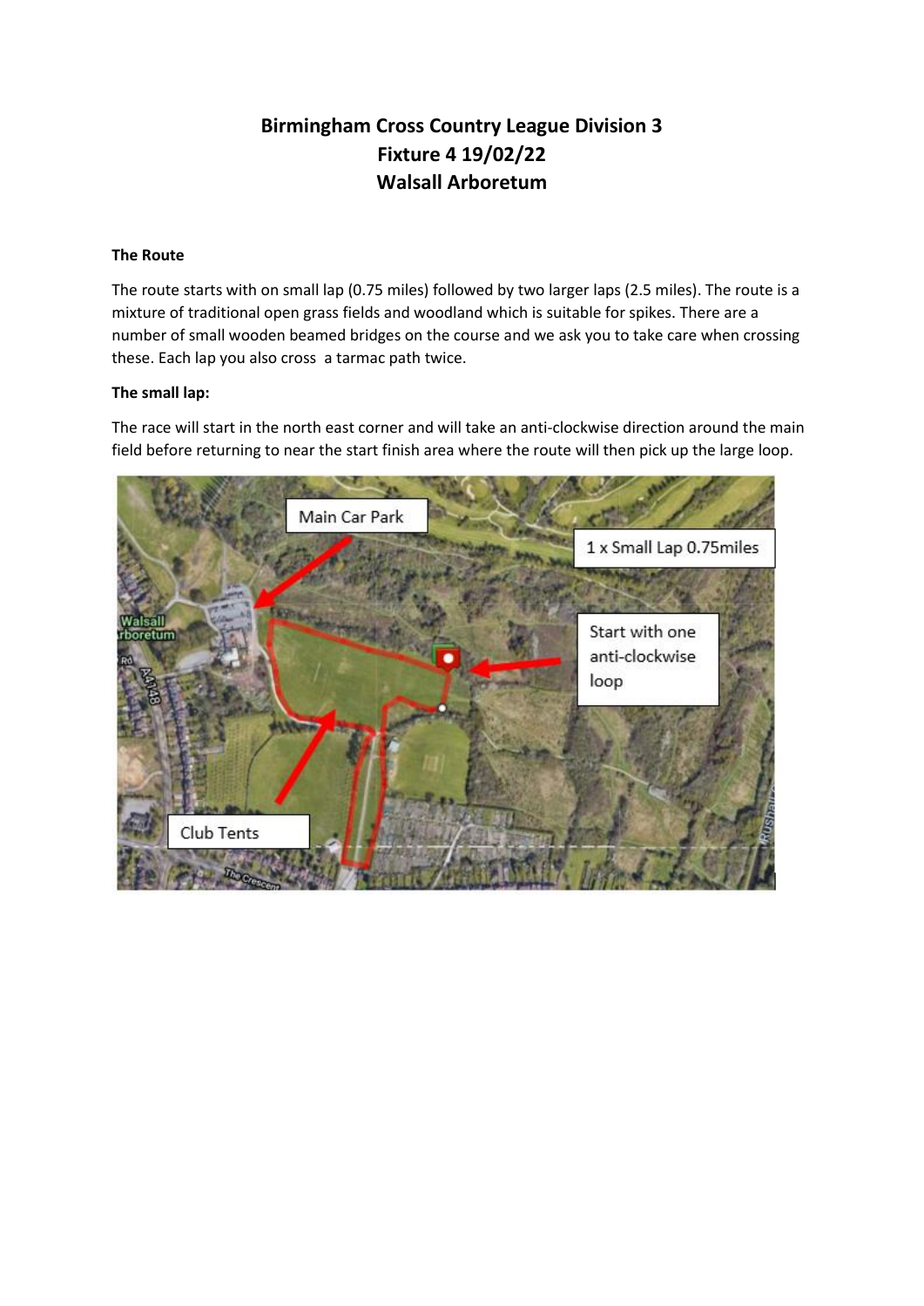# Birmingham Cross Country League Division 3
# Fixture 4 19/02/22
# Walsall Arboretum

**The Route**

The route starts with on small lap (0.75 miles) followed by two larger laps (2.5 miles). The route is a mixture of traditional open grass fields and woodland which is suitable for spikes. There are a number of small wooden beamed bridges on the course and we ask you to take care when crossing these. Each lap you also cross a tarmac path twice.

**The small lap:**

The race will start in the north east corner and will take an anti-clockwise direction around the main field before returning to near the start finish area where the route will then pick up the large loop.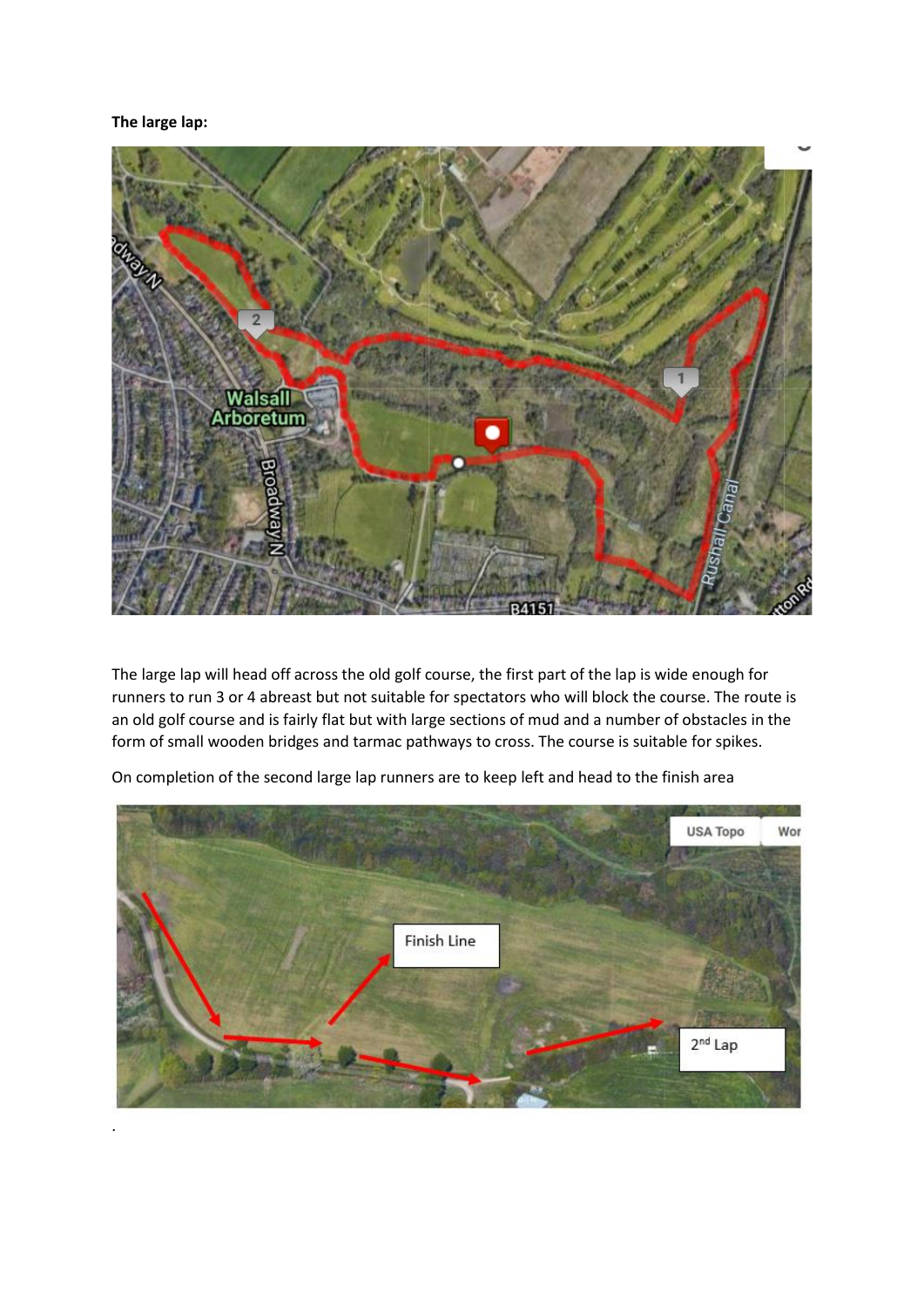**The large lap:**

Broadway N

2

1

Walsall Arboretum

Broadway N

Rushall Canal

B4151

Sutton Rd

The large lap will head off across the old golf course, the first part of the lap is wide enough for runners to run 3 or 4 abreast but not suitable for spectators who will block the course. The route is an old golf course and is fairly flat but with large sections of mud and a number of obstacles in the form of small wooden bridges and tarmac pathways to cross. The course is suitable for spikes.

On completion of the second large lap runners are to keep left and head to the finish area

USA Topo

Finish Line

2nd Lap

.